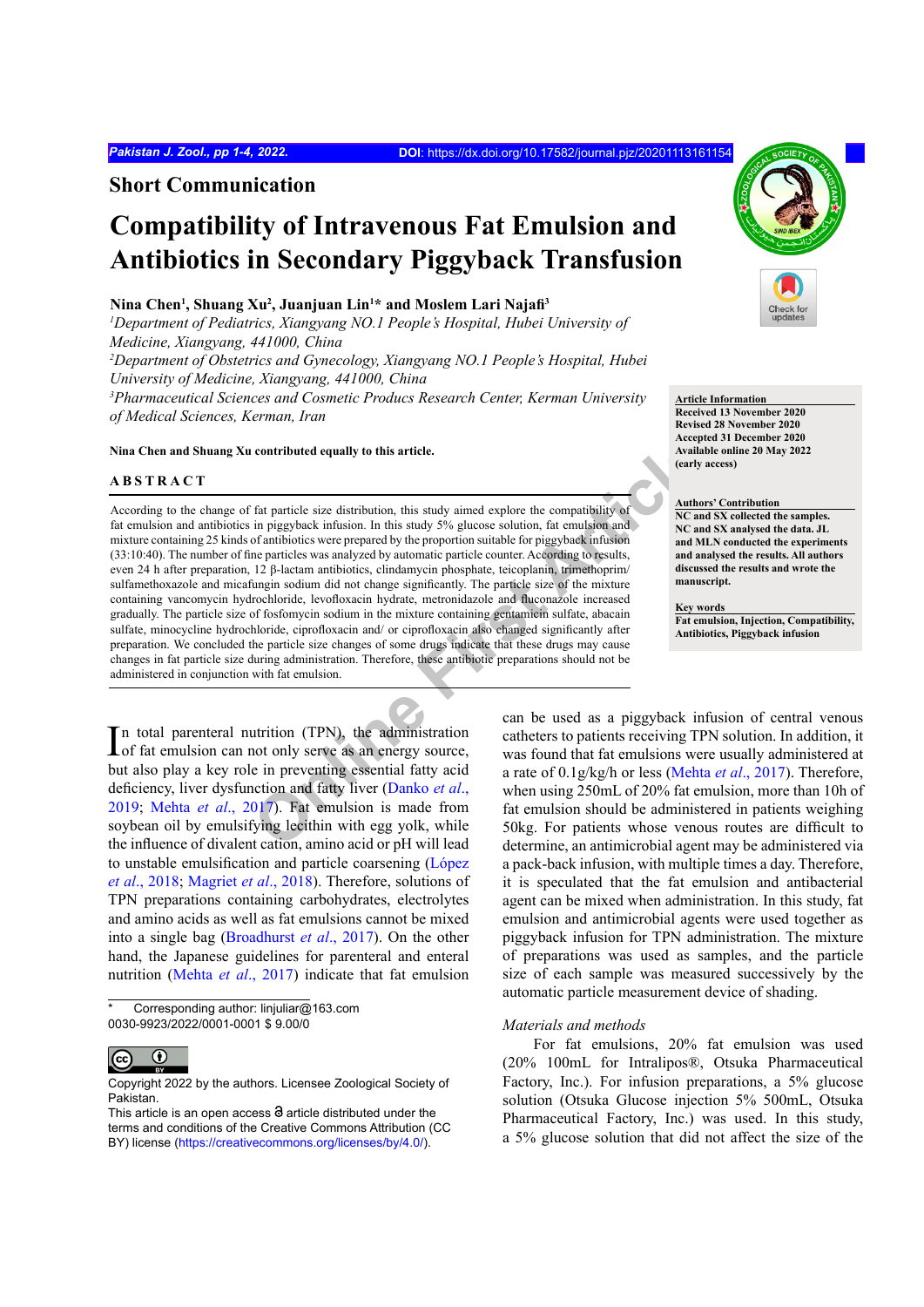## Short Communication

# Compatibility of Intravenous Fat Emulsion and Antibiotics in Secondary Piggyback Transfusion

**Nina Chen[1], Shuang Xu[2], Juanjuan Lin[1]* and Moslem Lari Najafi[3]**

*[1]Department of Pediatrics, Xiangyang NO.1 People's Hospital, Hubei University of Medicine, Xiangyang, 441000, China*

*[2]Department of Obstetrics and Gynecology, Xiangyang NO.1 People's Hospital, Hubei University of Medicine, Xiangyang, 441000, China*

*[3]Pharmaceutical Sciences and Cosmetic Producs Research Center, Kerman University of Medical Sciences, Kerman, Iran*

**Nina Chen and Shuang Xu contributed equally to this article.**

**Article Information**
Received 13 November 2020
Revised 28 November 2020
Accepted 31 December 2020
Available online 20 May 2022 (early access)

**Authors' Contribution**
NC and SX collected the samples. NC and SX analysed the data. JL and MLN conducted the experiments and analysed the results. All authors discussed the results and wrote the manuscript.

**Key words**
Fat emulsion, Injection, Compatibility, Antibiotics, Piggyback infusion

## ABSTRACT

According to the change of fat particle size distribution, this study aimed explore the compatibility of fat emulsion and antibiotics in piggyback infusion. In this study 5% glucose solution, fat emulsion and mixture containing 25 kinds of antibiotics were prepared by the proportion suitable for piggyback infusion (33:10:40). The number of fine particles was analyzed by automatic particle counter. According to results, even 24 h after preparation, 12 β-lactam antibiotics, clindamycin phosphate, teicoplanin, trimethoprim/sulfamethoxazole and micafungin sodium did not change significantly. The particle size of the mixture containing vancomycin hydrochloride, levofloxacin hydrate, metronidazole and fluconazole increased gradually. The particle size of fosfomycin sodium in the mixture containing gentamicin sulfate, abacain sulfate, minocycline hydrochloride, ciprofloxacin and/ or ciprofloxacin also changed significantly after preparation. We concluded the particle size changes of some drugs indicate that these drugs may cause changes in fat particle size during administration. Therefore, these antibiotic preparations should not be administered in conjunction with fat emulsion.

In total parenteral nutrition (TPN), the administration of fat emulsion can not only serve as an energy source, but also play a key role in preventing essential fatty acid deficiency, liver dysfunction and fatty liver (Danko *et al*., 2019; Mehta *et al*., 2017). Fat emulsion is made from soybean oil by emulsifying lecithin with egg yolk, while the influence of divalent cation, amino acid or pH will lead to unstable emulsification and particle coarsening (López *et al*., 2018; Magriet *et al*., 2018). Therefore, solutions of TPN preparations containing carbohydrates, electrolytes and amino acids as well as fat emulsions cannot be mixed into a single bag (Broadhurst *et al*., 2017). On the other hand, the Japanese guidelines for parenteral and enteral nutrition (Mehta *et al*., 2017) indicate that fat emulsion can be used as a piggyback infusion of central venous catheters to patients receiving TPN solution. In addition, it was found that fat emulsions were usually administered at a rate of 0.1g/kg/h or less (Mehta *et al*., 2017). Therefore, when using 250mL of 20% fat emulsion, more than 10h of fat emulsion should be administered in patients weighing 50kg. For patients whose venous routes are difficult to determine, an antimicrobial agent may be administered via a pack-back infusion, with multiple times a day. Therefore, it is speculated that the fat emulsion and antibacterial agent can be mixed when administration. In this study, fat emulsion and antimicrobial agents were used together as piggyback infusion for TPN administration. The mixture of preparations was used as samples, and the particle size of each sample was measured successively by the automatic particle measurement device of shading.

*Materials and methods*

For fat emulsions, 20% fat emulsion was used (20% 100mL for Intralipos®, Otsuka Pharmaceutical Factory, Inc.). For infusion preparations, a 5% glucose solution (Otsuka Glucose injection 5% 500mL, Otsuka Pharmaceutical Factory, Inc.) was used. In this study, a 5% glucose solution that did not affect the size of the

\* Corresponding author: linjuliar@163.com
0030-9923/2022/0001-0001 $ 9.00/0

Copyright 2022 by the authors. Licensee Zoological Society of Pakistan.
This article is an open access article distributed under the terms and conditions of the Creative Commons Attribution (CC BY) license (https://creativecommons.org/licenses/by/4.0/).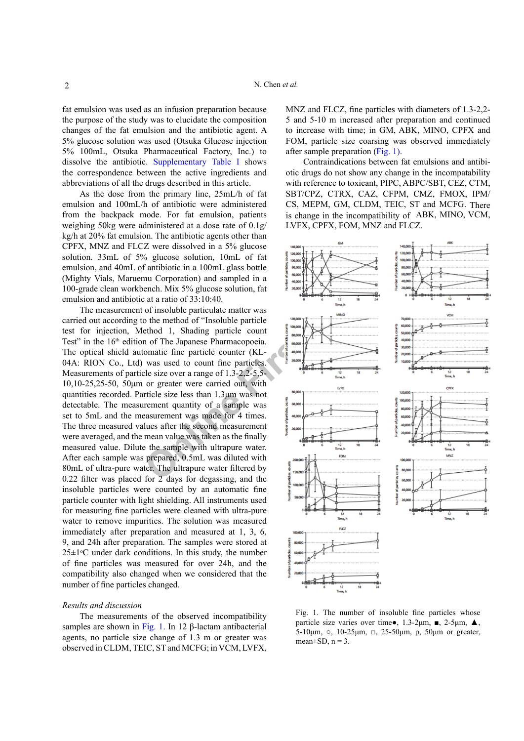fat emulsion was used as an infusion preparation because the purpose of the study was to elucidate the composition changes of the fat emulsion and the antibiotic agent. A 5% glucose solution was used (Otsuka Glucose injection 5% 100mL, Otsuka Pharmaceutical Factory, Inc.) to dissolve the antibiotic. Supplementary Table I shows the correspondence between the active ingredients and abbreviations of all the drugs described in this article.

As the dose from the primary line, 25mL/h of fat emulsion and 100mL/h of antibiotic were administered from the backpack mode. For fat emulsion, patients weighing 50kg were administered at a dose rate of 0.1g/kg/h at 20% fat emulsion. The antibiotic agents other than CPFX, MNZ and FLCZ were dissolved in a 5% glucose solution. 33mL of 5% glucose solution, 10mL of fat emulsion, and 40mL of antibiotic in a 100mL glass bottle (Mighty Vials, Maruemu Corporation) and sampled in a 100-grade clean workbench. Mix 5% glucose solution, fat emulsion and antibiotic at a ratio of 33:10:40.

The measurement of insoluble particulate matter was carried out according to the method of "Insoluble particle test for injection, Method 1, Shading particle count Test" in the 16th edition of The Japanese Pharmacopoeia. The optical shield automatic fine particle counter (KL-04A: RION Co., Ltd) was used to count fine particles. Measurements of particle size over a range of 1.3-2,2-5,5-10,10-25,25-50, 50μm or greater were carried out, with quantities recorded. Particle size less than 1.3μm was not detectable. The measurement quantity of a sample was set to 5mL and the measurement was made for 4 times. The three measured values after the second measurement were averaged, and the mean value was taken as the finally measured value. Dilute the sample with ultrapure water. After each sample was prepared, 0.5mL was diluted with 80mL of ultra-pure water. The ultrapure water filtered by 0.22 filter was placed for 2 days for degassing, and the insoluble particles were counted by an automatic fine particle counter with light shielding. All instruments used for measuring fine particles were cleaned with ultra-pure water to remove impurities. The solution was measured immediately after preparation and measured at 1, 3, 6, 9, and 24h after preparation. The samples were stored at 25±1°C under dark conditions. In this study, the number of fine particles was measured for over 24h, and the compatibility also changed when we considered that the number of fine particles changed.

## *Results and discussion*

The measurements of the observed incompatibility samples are shown in Fig. 1. In 12 β-lactam antibacterial agents, no particle size change of 1.3 m or greater was observed in CLDM, TEIC, ST and MCFG; in VCM, LVFX, MNZ and FLCZ, fine particles with diameters of 1.3-2,2-5 and 5-10 m increased after preparation and continued to increase with time; in GM, ABK, MINO, CPFX and FOM, particle size coarsing was observed immediately after sample preparation (Fig. 1).

Contraindications between fat emulsions and antibiotic drugs do not show any change in the incompatability with reference to toxicant, PIPC, ABPC/SBT, CEZ, CTM, SBT/CPZ, CTRX, CAZ, CFPM, CMZ, FMOX, IPM/CS, MEPM, GM, CLDM, TEIC, ST and MCFG. There is change in the incompatibility of ABK, MINO, VCM, LVFX, CPFX, FOM, MNZ and FLCZ.

Fig. 1. The number of insoluble fine particles whose particle size varies over time●, 1.3-2μm, ■, 2-5μm, ▲, 5-10μm, ○, 10-25μm, □, 25-50μm, ρ, 50μm or greater, mean±SD, n = 3.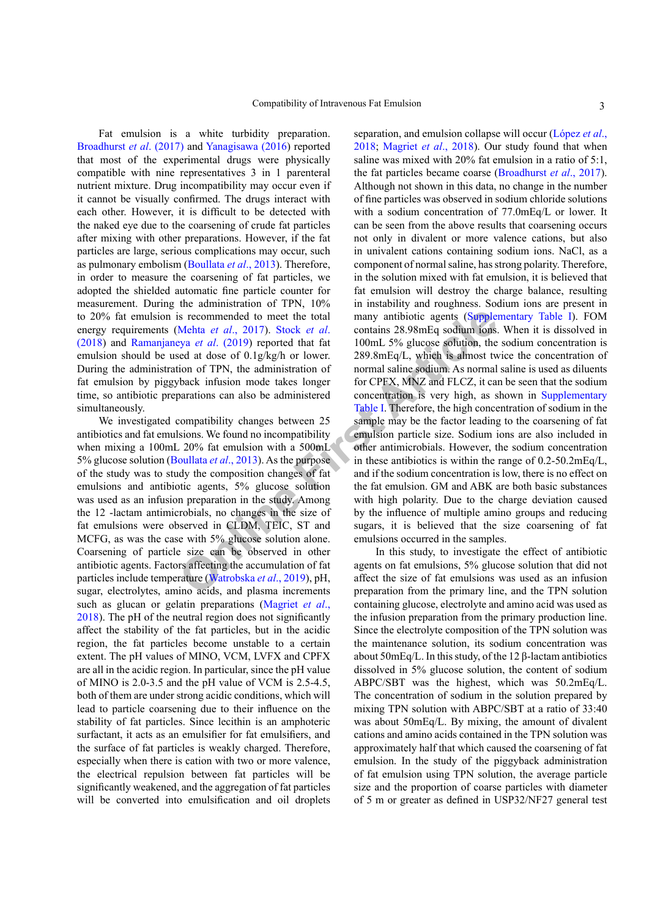Fat emulsion is a white turbidity preparation. Broadhurst *et al*. (2017) and Yanagisawa (2016) reported that most of the experimental drugs were physically compatible with nine representatives 3 in 1 parenteral nutrient mixture. Drug incompatibility may occur even if it cannot be visually confirmed. The drugs interact with each other. However, it is difficult to be detected with the naked eye due to the coarsening of crude fat particles after mixing with other preparations. However, if the fat particles are large, serious complications may occur, such as pulmonary embolism (Boullata *et al*., 2013). Therefore, in order to measure the coarsening of fat particles, we adopted the shielded automatic fine particle counter for measurement. During the administration of TPN, 10% to 20% fat emulsion is recommended to meet the total energy requirements (Mehta *et al*., 2017). Stock *et al*. (2018) and Ramanjaneya *et al*. (2019) reported that fat emulsion should be used at dose of 0.1g/kg/h or lower. During the administration of TPN, the administration of fat emulsion by piggyback infusion mode takes longer time, so antibiotic preparations can also be administered simultaneously.

We investigated compatibility changes between 25 antibiotics and fat emulsions. We found no incompatibility when mixing a 100mL 20% fat emulsion with a 500mL 5% glucose solution (Boullata *et al*., 2013). As the purpose of the study was to study the composition changes of fat emulsions and antibiotic agents, 5% glucose solution was used as an infusion preparation in the study. Among the 12 -lactam antimicrobials, no changes in the size of fat emulsions were observed in CLDM, TEIC, ST and MCFG, as was the case with 5% glucose solution alone. Coarsening of particle size can be observed in other antibiotic agents. Factors affecting the accumulation of fat particles include temperature (Watrobska *et al*., 2019), pH, sugar, electrolytes, amino acids, and plasma increments such as glucan or gelatin preparations (Magriet *et al*., 2018). The pH of the neutral region does not significantly affect the stability of the fat particles, but in the acidic region, the fat particles become unstable to a certain extent. The pH values of MINO, VCM, LVFX and CPFX are all in the acidic region. In particular, since the pH value of MINO is 2.0-3.5 and the pH value of VCM is 2.5-4.5, both of them are under strong acidic conditions, which will lead to particle coarsening due to their influence on the stability of fat particles. Since lecithin is an amphoteric surfactant, it acts as an emulsifier for fat emulsifiers, and the surface of fat particles is weakly charged. Therefore, especially when there is cation with two or more valence, the electrical repulsion between fat particles will be significantly weakened, and the aggregation of fat particles will be converted into emulsification and oil droplets separation, and emulsion collapse will occur (López *et al*., 2018; Magriet *et al*., 2018). Our study found that when saline was mixed with 20% fat emulsion in a ratio of 5:1, the fat particles became coarse (Broadhurst *et al*., 2017). Although not shown in this data, no change in the number of fine particles was observed in sodium chloride solutions with a sodium concentration of 77.0mEq/L or lower. It can be seen from the above results that coarsening occurs not only in divalent or more valence cations, but also in univalent cations containing sodium ions. NaCl, as a component of normal saline, has strong polarity. Therefore, in the solution mixed with fat emulsion, it is believed that fat emulsion will destroy the charge balance, resulting in instability and roughness. Sodium ions are present in many antibiotic agents (Supplementary Table I). FOM contains 28.98mEq sodium ions. When it is dissolved in 100mL 5% glucose solution, the sodium concentration is 289.8mEq/L, which is almost twice the concentration of normal saline sodium. As normal saline is used as diluents for CPFX, MNZ and FLCZ, it can be seen that the sodium concentration is very high, as shown in Supplementary Table I. Therefore, the high concentration of sodium in the sample may be the factor leading to the coarsening of fat emulsion particle size. Sodium ions are also included in other antimicrobials. However, the sodium concentration in these antibiotics is within the range of 0.2-50.2mEq/L, and if the sodium concentration is low, there is no effect on the fat emulsion. GM and ABK are both basic substances with high polarity. Due to the charge deviation caused by the influence of multiple amino groups and reducing sugars, it is believed that the size coarsening of fat emulsions occurred in the samples.

In this study, to investigate the effect of antibiotic agents on fat emulsions, 5% glucose solution that did not affect the size of fat emulsions was used as an infusion preparation from the primary line, and the TPN solution containing glucose, electrolyte and amino acid was used as the infusion preparation from the primary production line. Since the electrolyte composition of the TPN solution was the maintenance solution, its sodium concentration was about 50mEq/L. In this study, of the 12 β-lactam antibiotics dissolved in 5% glucose solution, the content of sodium ABPC/SBT was the highest, which was 50.2mEq/L. The concentration of sodium in the solution prepared by mixing TPN solution with ABPC/SBT at a ratio of 33:40 was about 50mEq/L. By mixing, the amount of divalent cations and amino acids contained in the TPN solution was approximately half that which caused the coarsening of fat emulsion. In the study of the piggyback administration of fat emulsion using TPN solution, the average particle size and the proportion of coarse particles with diameter of 5 m or greater as defined in USP32/NF27 general test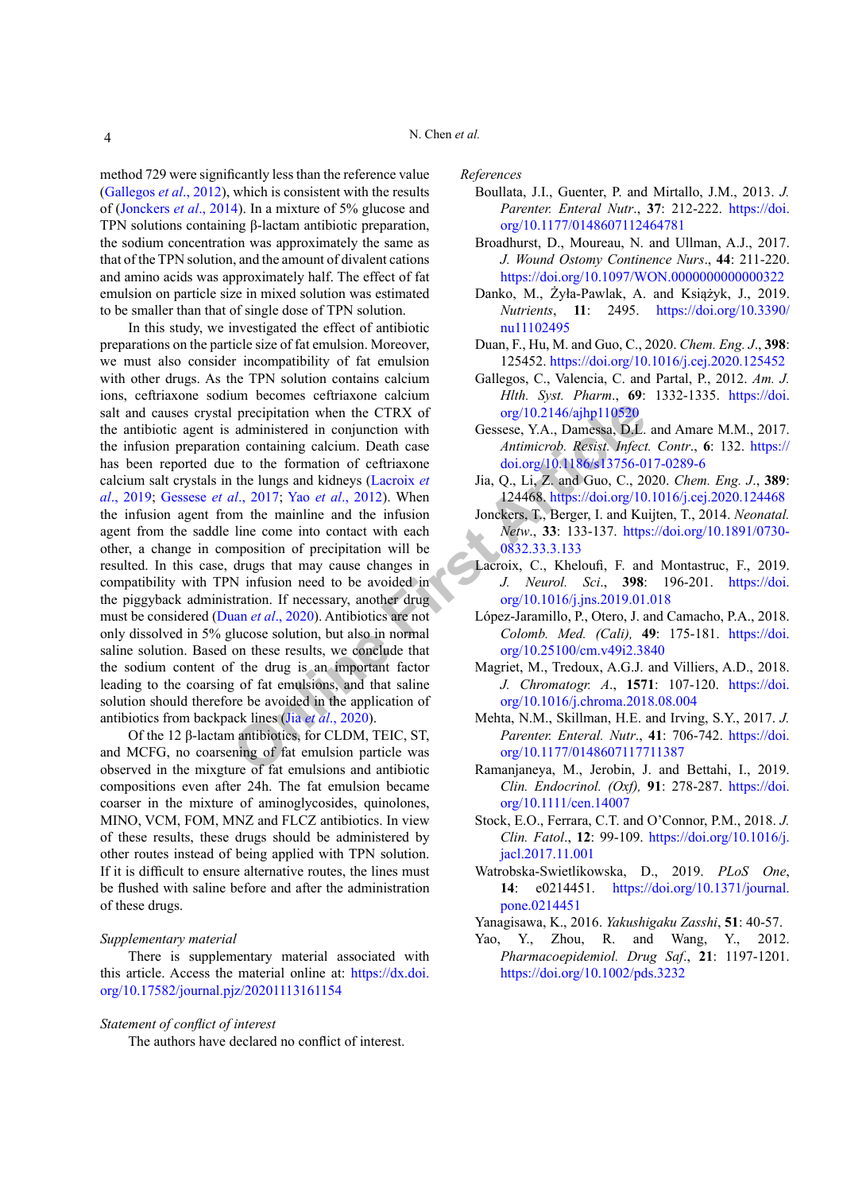method 729 were significantly less than the reference value (Gallegos *et al*., 2012), which is consistent with the results of (Jonckers *et al*., 2014). In a mixture of 5% glucose and TPN solutions containing β-lactam antibiotic preparation, the sodium concentration was approximately the same as that of the TPN solution, and the amount of divalent cations and amino acids was approximately half. The effect of fat emulsion on particle size in mixed solution was estimated to be smaller than that of single dose of TPN solution.

In this study, we investigated the effect of antibiotic preparations on the particle size of fat emulsion. Moreover, we must also consider incompatibility of fat emulsion with other drugs. As the TPN solution contains calcium ions, ceftriaxone sodium becomes ceftriaxone calcium salt and causes crystal precipitation when the CTRX of the antibiotic agent is administered in conjunction with the infusion preparation containing calcium. Death case has been reported due to the formation of ceftriaxone calcium salt crystals in the lungs and kidneys (Lacroix *et al*., 2019; Gessese *et al*., 2017; Yao *et al*., 2012). When the infusion agent from the mainline and the infusion agent from the saddle line come into contact with each other, a change in composition of precipitation will be resulted. In this case, drugs that may cause changes in compatibility with TPN infusion need to be avoided in the piggyback administration. If necessary, another drug must be considered (Duan *et al*., 2020). Antibiotics are not only dissolved in 5% glucose solution, but also in normal saline solution. Based on these results, we conclude that the sodium content of the drug is an important factor leading to the coarsing of fat emulsions, and that saline solution should therefore be avoided in the application of antibiotics from backpack lines (Jia *et al*., 2020).

Of the 12 β-lactam antibiotics, for CLDM, TEIC, ST, and MCFG, no coarsening of fat emulsion particle was observed in the mixgture of fat emulsions and antibiotic compositions even after 24h. The fat emulsion became coarser in the mixture of aminoglycosides, quinolones, MINO, VCM, FOM, MNZ and FLCZ antibiotics. In view of these results, these drugs should be administered by other routes instead of being applied with TPN solution. If it is difficult to ensure alternative routes, the lines must be flushed with saline before and after the administration of these drugs.

### *Supplementary material*

There is supplementary material associated with this article. Access the material online at: https://dx.doi.org/10.17582/journal.pjz/20201113161154

### *Statement of conflict of interest*

The authors have declared no conflict of interest.

### *References*

Boullata, J.I., Guenter, P. and Mirtallo, J.M., 2013. *J. Parenter. Enteral Nutr*., **37**: 212-222. https://doi.org/10.1177/0148607112464781

Broadhurst, D., Moureau, N. and Ullman, A.J., 2017. *J. Wound Ostomy Continence Nurs*., **44**: 211-220. https://doi.org/10.1097/WON.0000000000000322

Danko, M., Żyła-Pawlak, A. and Książyk, J., 2019. *Nutrients*, **11**: 2495. https://doi.org/10.3390/nu11102495

Duan, F., Hu, M. and Guo, C., 2020. *Chem. Eng. J*., **398**: 125452. https://doi.org/10.1016/j.cej.2020.125452

Gallegos, C., Valencia, C. and Partal, P., 2012. *Am. J. Hlth. Syst. Pharm*., **69**: 1332-1335. https://doi.org/10.2146/ajhp110520

Gessese, Y.A., Damessa, D.L. and Amare M.M., 2017. *Antimicrob. Resist. Infect. Contr*., **6**: 132. https://doi.org/10.1186/s13756-017-0289-6

Jia, Q., Li, Z. and Guo, C., 2020. *Chem. Eng. J*., **389**: 124468. https://doi.org/10.1016/j.cej.2020.124468

Jonckers, T., Berger, I. and Kuijten, T., 2014. *Neonatal. Netw*., **33**: 133-137. https://doi.org/10.1891/0730-0832.33.3.133

Lacroix, C., Kheloufi, F. and Montastruc, F., 2019. *J. Neurol. Sci*., **398**: 196-201. https://doi.org/10.1016/j.jns.2019.01.018

López-Jaramillo, P., Otero, J. and Camacho, P.A., 2018. *Colomb. Med. (Cali)*, **49**: 175-181. https://doi.org/10.25100/cm.v49i2.3840

Magriet, M., Tredoux, A.G.J. and Villiers, A.D., 2018. *J. Chromatogr. A*., **1571**: 107-120. https://doi.org/10.1016/j.chroma.2018.08.004

Mehta, N.M., Skillman, H.E. and Irving, S.Y., 2017. *J. Parenter. Enteral. Nutr*., **41**: 706-742. https://doi.org/10.1177/0148607117711387

Ramanjaneya, M., Jerobin, J. and Bettahi, I., 2019. *Clin. Endocrinol. (Oxf)*, **91**: 278-287. https://doi.org/10.1111/cen.14007

Stock, E.O., Ferrara, C.T. and O'Connor, P.M., 2018. *J. Clin. Fatol*., **12**: 99-109. https://doi.org/10.1016/j.jacl.2017.11.001

Watrobska-Swietlikowska, D., 2019. *PLoS One*, **14**: e0214451. https://doi.org/10.1371/journal.pone.0214451

Yanagisawa, K., 2016. *Yakushigaku Zasshi*, **51**: 40-57.

Yao, Y., Zhou, R. and Wang, Y., 2012. *Pharmacoepidemiol. Drug Saf*., **21**: 1197-1201. https://doi.org/10.1002/pds.3232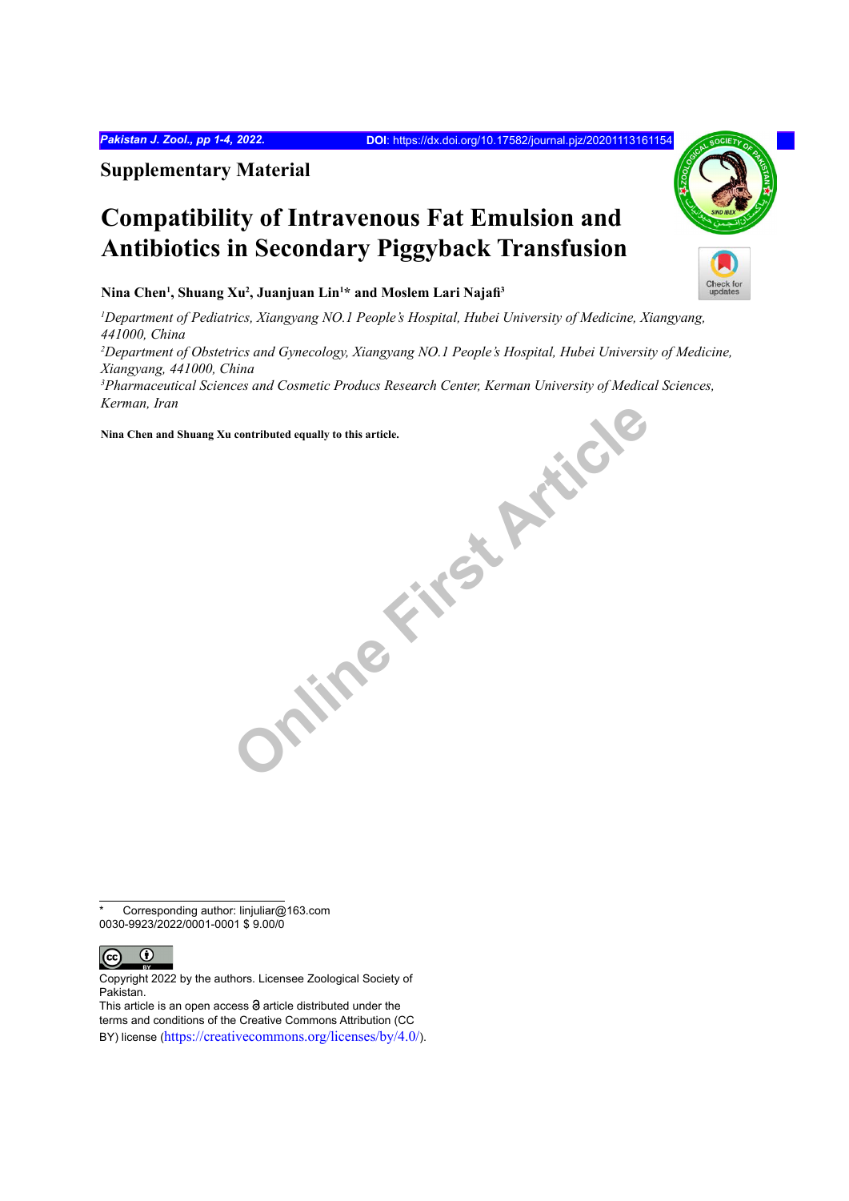## Supplementary Material

# Compatibility of Intravenous Fat Emulsion and Antibiotics in Secondary Piggyback Transfusion

**Nina Chen[1], Shuang Xu[2], Juanjuan Lin[1]* and Moslem Lari Najafi[3]**

*[1]Department of Pediatrics, Xiangyang NO.1 People's Hospital, Hubei University of Medicine, Xiangyang, 441000, China*
*[2]Department of Obstetrics and Gynecology, Xiangyang NO.1 People's Hospital, Hubei University of Medicine, Xiangyang, 441000, China*
*[3]Pharmaceutical Sciences and Cosmetic Producs Research Center, Kerman University of Medical Sciences, Kerman, Iran*

**Nina Chen and Shuang Xu contributed equally to this article.**

\* Corresponding author: linjuliar@163.com
0030-9923/2022/0001-0001 $ 9.00/0

Copyright 2022 by the authors. Licensee Zoological Society of Pakistan.
This article is an open access article distributed under the terms and conditions of the Creative Commons Attribution (CC BY) license (https://creativecommons.org/licenses/by/4.0/).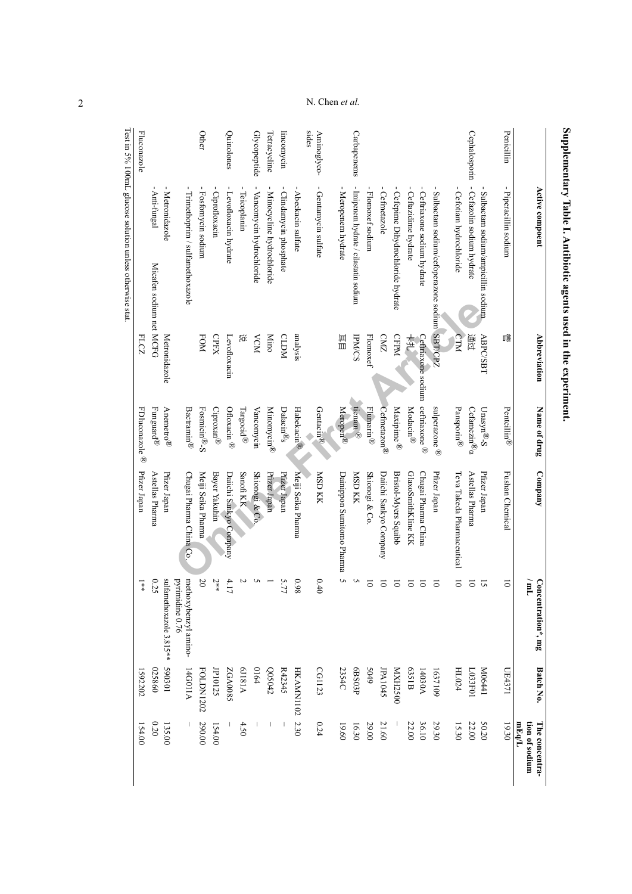# Supplementary Table I. Antibiotic agents used in the experiment.

| | Active compent | Abbreviation | Name of drug | Company | Concentration*, mg / mL | Batch No. | The concentration of sodium mEq/L |
|---|---|---|---|---|---|---|---|
| Penicillin | - Piperacillin sodium | 管 | Pentcillin® | Fushan Chemical | 10 | UE4371 | 19.30 |
| | - Sulbactam sodium/ampicillin sodium | ABPC/SBT | Unasyn®-S | Pfizer Japan | 15 | M06441 | 50.20 |
| Cephalosporin | - Cefazolin sodium hydrate | 通过 | Cefamezin®α | Astellas Pharma | 10 | L033F01 | 22.00 |
| | - Cefotiam hydrochloride | CTM | Pansporin® | Teva Takeda Pharmaceutical | 10 | HL024 | 15.30 |
| | - Sulbactam sodium/cefoperazone sodium | SBT/CPZ | sulperazone ® | Pfizer Japan | 10 | 1637109 | 29.30 |
| | - Ceftriaxone sodium hydrate | Ceftriaxone sodium | ceftriaxone ® | Chugai Pharma China | 10 | 14030A | 36.10 |
| | - Ceftazidime hydrate | 卡扎 | Modacin® | GlaxoSmithKline KK | 10 | 6351B | 22.00 |
| | - Cefepime Dihydrochloride hydrate | CFPM | Maxipime ® | Bristol-Myers Squibb | 10 | MXH2500 | – |
| | - Cefmetazole | CMZ | Cefmetazon® | Daiichi Sankyo Company | 10 | JPA1045 | 21.60 |
| | - Flomoxef sodium | Flomoxef | Flumarin® | Shionogi & Co. | 10 | 5049 | 29.00 |
| Carbapenems | - Imipenem hydrate / cilastatin sodium | IPM/CS | tienam ® | MSD KK | 5 | 6BS03P | 16.30 |
| | - Meropenem hydrate | 耳目 | Meropen® | Dainippon Sumitomo Pharma | 5 | 2354C | 19.60 |
| Aminoglycosides | - Gentamycin sulfate | | Gentacin® | MSD KK | 0.40 | CG1123 | 0.24 |
| | - Abeckacin sulfate | analysis | Habekacin® | Meiji Seika Pharma | 0.98 | HKAMN1102 | 2.30 |
| lincomycin | - Clindamycin phosphate | CLDM | Dalacin®s | Pfizer Japan | 5.77 | R42345 | – |
| Tetracycline | - Minocycline hydrochloride | Mino | Minomycin® | Pfizer Japan | 1 | Q05042 | – |
| Glycopeptide | - Vancomycin hydrochloride | VCM | Vancomycin | Shionogi & Co. | 5 | 0164 | – |
| | - Teicoplanin | 说 | Targocid® | Sanofi KK | 2 | 6J181A | 4.50 |
| Quinolones | - Levofloxacin hydrate | Levofloxacin | Ofloxacin ® | Daiichi Sankyo Company | 4.17 | ZGA0085 | – |
| | - Ciprofloxacin | CPFX | Ciproxan® | Bayer Yakuhin | 2** | JP10125 | 154.00 |
| Other | - Fosfomycin sodium | FOM | Fosmicin®-S | Meiji Seika Pharma | 20 | FOLDN1202 | 290.00 |
| | - Trimethoprim / sulfamethoxazole | | Bactramin® | Chugai Pharma China Co. | methoxybenzyl amino-pyrimidine 0.76 | 14G011A | – |
| | - Metronidazole | Metronidazole | Anemetro® | Pfizer Japan | sulfamethoxazole 3.815** | 590301 | 135.00 |
| | - Anti-fungal Micafen sodium net | MCFG | Funguard® | Astellas Pharma | 0.25 | 025860 | 0.20 |
| Fluconazole | | FLCZ | FDlucomazole ® | Pfizer Japan | 1** | 1592202 | 154.00 |

Test in 5% 100mL glucose solution unless otherwise stat.